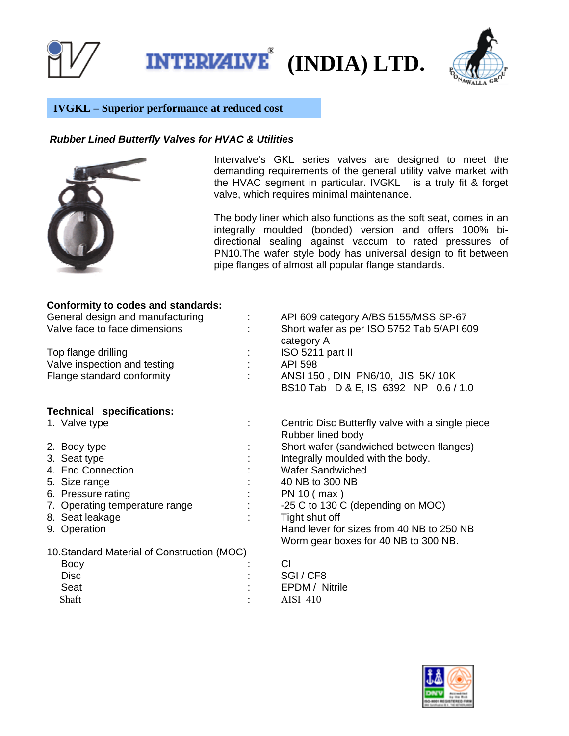# INTERVALVE® (INDIA) LTD.

## IVGKL – Superior performance at reduced cost

***Rubber Lined Butterfly Valves for HVAC & Utilities***

Intervalve's GKL series valves are designed to meet the demanding requirements of the general utility valve market with the HVAC segment in particular. IVGKL is a truly fit & forget valve, which requires minimal maintenance.

The body liner which also functions as the soft seat, comes in an integrally moulded (bonded) version and offers 100% bi-directional sealing against vaccum to rated pressures of PN10.The wafer style body has universal design to fit between pipe flanges of almost all popular flange standards.

**Conformity to codes and standards:**

| | | |
|---|---|---|
| General design and manufacturing | : | API 609 category A/BS 5155/MSS SP-67 |
| Valve face to face dimensions | : | Short wafer as per ISO 5752 Tab 5/API 609 category A |
| Top flange drilling | : | ISO 5211 part II |
| Valve inspection and testing | : | API 598 |
| Flange standard conformity | : | ANSI 150 , DIN PN6/10, JIS 5K/ 10K BS10 Tab D & E, IS 6392 NP 0.6 / 1.0 |

**Technical specifications:**

| | | |
|---|---|---|
| 1. Valve type | : | Centric Disc Butterfly valve with a single piece Rubber lined body |
| 2. Body type | : | Short wafer (sandwiched between flanges) |
| 3. Seat type | : | Integrally moulded with the body. |
| 4. End Connection | : | Wafer Sandwiched |
| 5. Size range | : | 40 NB to 300 NB |
| 6. Pressure rating | : | PN 10 ( max ) |
| 7. Operating temperature range | : | -25 C to 130 C (depending on MOC) |
| 8. Seat leakage | : | Tight shut off |
| 9. Operation | | Hand lever for sizes from 40 NB to 250 NB<br>Worm gear boxes for 40 NB to 300 NB. |
| 10.Standard Material of Construction (MOC) | | |
| Body | : | CI |
| Disc | : | SGI / CF8 |
| Seat | : | EPDM / Nitrile |
| Shaft | : | AISI 410 |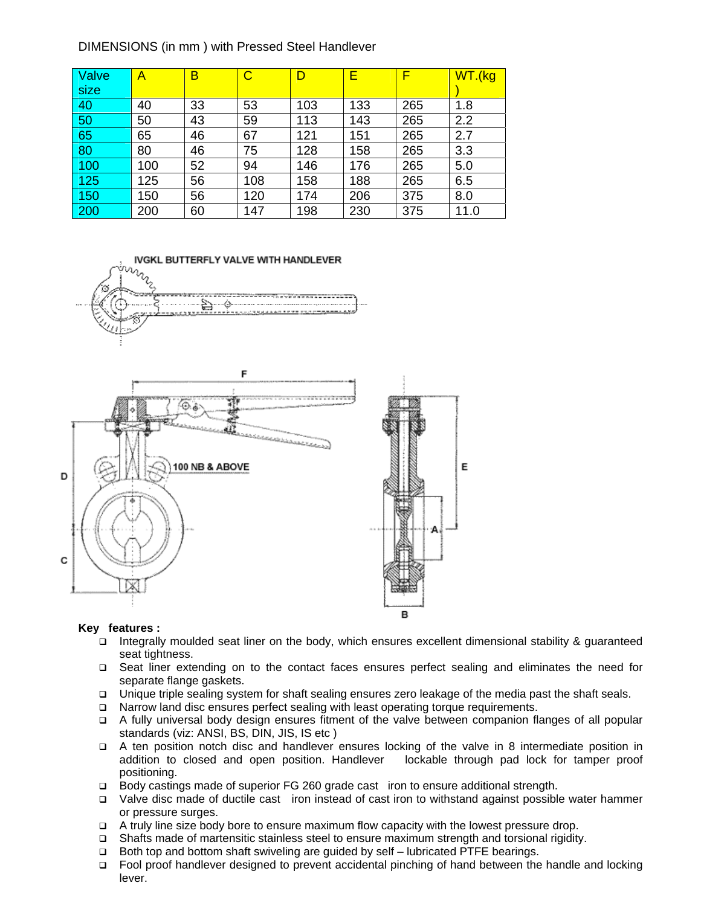DIMENSIONS (in mm ) with Pressed Steel Handlever

| Valve size | A | B | C | D | E | F | WT.(kg ) |
|---|---|---|---|---|---|---|---|
| 40 | 40 | 33 | 53 | 103 | 133 | 265 | 1.8 |
| 50 | 50 | 43 | 59 | 113 | 143 | 265 | 2.2 |
| 65 | 65 | 46 | 67 | 121 | 151 | 265 | 2.7 |
| 80 | 80 | 46 | 75 | 128 | 158 | 265 | 3.3 |
| 100 | 100 | 52 | 94 | 146 | 176 | 265 | 5.0 |
| 125 | 125 | 56 | 108 | 158 | 188 | 265 | 6.5 |
| 150 | 150 | 56 | 120 | 174 | 206 | 375 | 8.0 |
| 200 | 200 | 60 | 147 | 198 | 230 | 375 | 11.0 |

IVGKL BUTTERFLY VALVE WITH HANDLEVER

F

D

C

100 NB & ABOVE

E

A

B

**Key features :**

- Integrally moulded seat liner on the body, which ensures excellent dimensional stability & guaranteed seat tightness.
- Seat liner extending on to the contact faces ensures perfect sealing and eliminates the need for separate flange gaskets.
- Unique triple sealing system for shaft sealing ensures zero leakage of the media past the shaft seals.
- Narrow land disc ensures perfect sealing with least operating torque requirements.
- A fully universal body design ensures fitment of the valve between companion flanges of all popular standards (viz: ANSI, BS, DIN, JIS, IS etc )
- A ten position notch disc and handlever ensures locking of the valve in 8 intermediate position in addition to closed and open position. Handlever lockable through pad lock for tamper proof positioning.
- Body castings made of superior FG 260 grade cast iron to ensure additional strength.
- Valve disc made of ductile cast iron instead of cast iron to withstand against possible water hammer or pressure surges.
- A truly line size body bore to ensure maximum flow capacity with the lowest pressure drop.
- Shafts made of martensitic stainless steel to ensure maximum strength and torsional rigidity.
- Both top and bottom shaft swiveling are guided by self – lubricated PTFE bearings.
- Fool proof handlever designed to prevent accidental pinching of hand between the handle and locking lever.